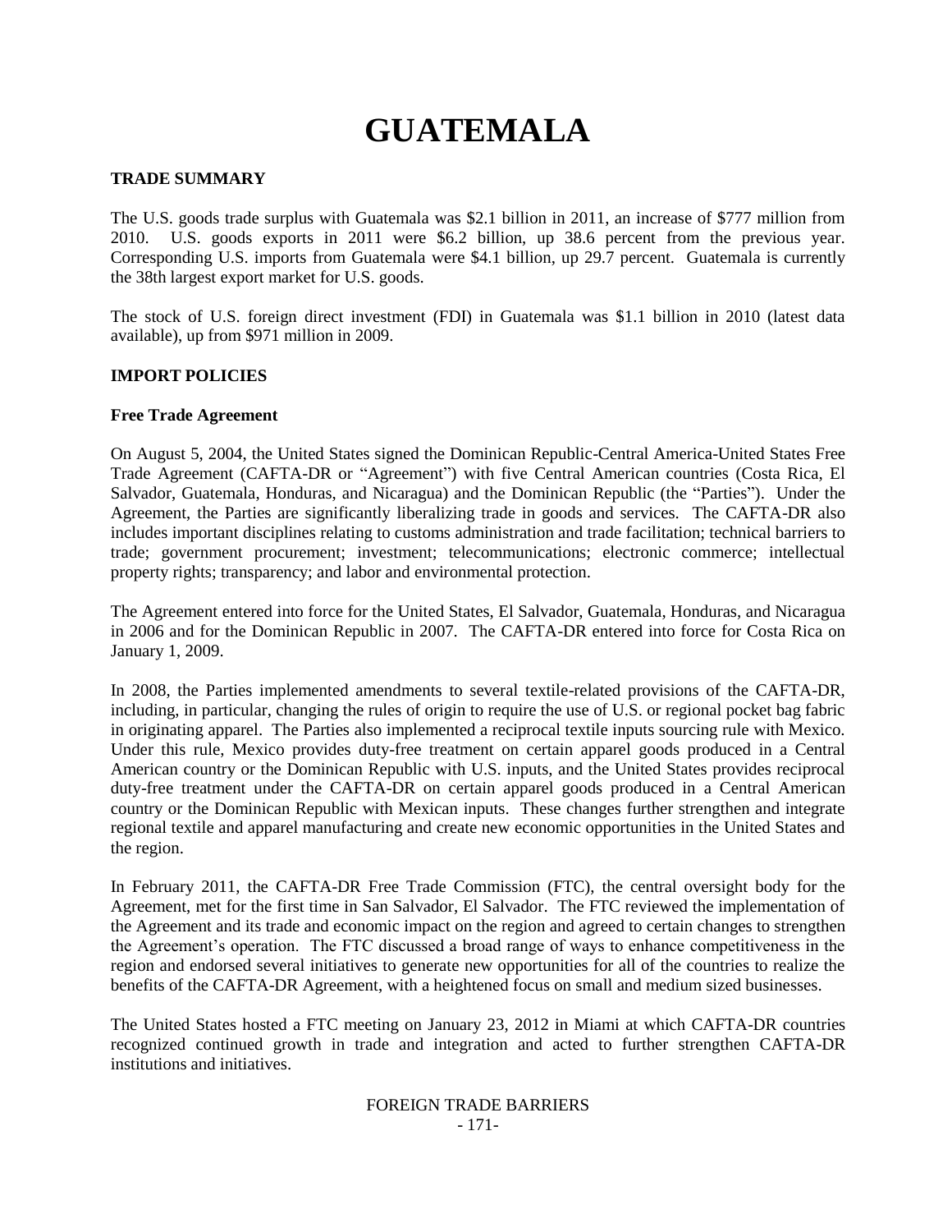# GUATEMALA

## TRADE SUMMARY

The U.S. goods trade surplus with Guatemala was $2.1 billion in 2011, an increase of $777 million from 2010. U.S. goods exports in 2011 were $6.2 billion, up 38.6 percent from the previous year. Corresponding U.S. imports from Guatemala were $4.1 billion, up 29.7 percent. Guatemala is currently the 38th largest export market for U.S. goods.

The stock of U.S. foreign direct investment (FDI) in Guatemala was $1.1 billion in 2010 (latest data available), up from $971 million in 2009.

## IMPORT POLICIES

### Free Trade Agreement

On August 5, 2004, the United States signed the Dominican Republic-Central America-United States Free Trade Agreement (CAFTA-DR or "Agreement") with five Central American countries (Costa Rica, El Salvador, Guatemala, Honduras, and Nicaragua) and the Dominican Republic (the "Parties"). Under the Agreement, the Parties are significantly liberalizing trade in goods and services. The CAFTA-DR also includes important disciplines relating to customs administration and trade facilitation; technical barriers to trade; government procurement; investment; telecommunications; electronic commerce; intellectual property rights; transparency; and labor and environmental protection.

The Agreement entered into force for the United States, El Salvador, Guatemala, Honduras, and Nicaragua in 2006 and for the Dominican Republic in 2007. The CAFTA-DR entered into force for Costa Rica on January 1, 2009.

In 2008, the Parties implemented amendments to several textile-related provisions of the CAFTA-DR, including, in particular, changing the rules of origin to require the use of U.S. or regional pocket bag fabric in originating apparel. The Parties also implemented a reciprocal textile inputs sourcing rule with Mexico. Under this rule, Mexico provides duty-free treatment on certain apparel goods produced in a Central American country or the Dominican Republic with U.S. inputs, and the United States provides reciprocal duty-free treatment under the CAFTA-DR on certain apparel goods produced in a Central American country or the Dominican Republic with Mexican inputs. These changes further strengthen and integrate regional textile and apparel manufacturing and create new economic opportunities in the United States and the region.

In February 2011, the CAFTA-DR Free Trade Commission (FTC), the central oversight body for the Agreement, met for the first time in San Salvador, El Salvador. The FTC reviewed the implementation of the Agreement and its trade and economic impact on the region and agreed to certain changes to strengthen the Agreement's operation. The FTC discussed a broad range of ways to enhance competitiveness in the region and endorsed several initiatives to generate new opportunities for all of the countries to realize the benefits of the CAFTA-DR Agreement, with a heightened focus on small and medium sized businesses.

The United States hosted a FTC meeting on January 23, 2012 in Miami at which CAFTA-DR countries recognized continued growth in trade and integration and acted to further strengthen CAFTA-DR institutions and initiatives.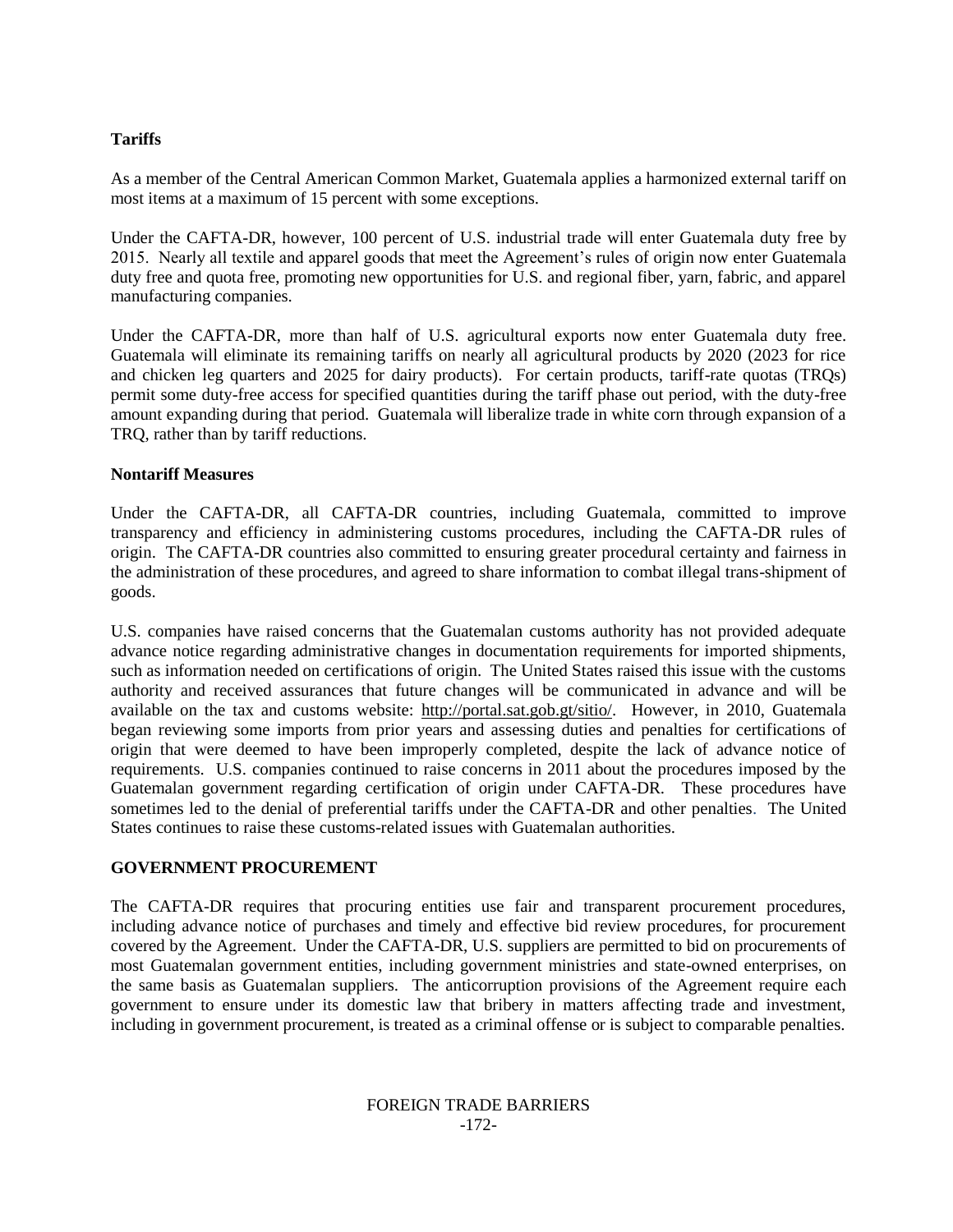**Tariffs**

As a member of the Central American Common Market, Guatemala applies a harmonized external tariff on most items at a maximum of 15 percent with some exceptions.

Under the CAFTA-DR, however, 100 percent of U.S. industrial trade will enter Guatemala duty free by 2015. Nearly all textile and apparel goods that meet the Agreement's rules of origin now enter Guatemala duty free and quota free, promoting new opportunities for U.S. and regional fiber, yarn, fabric, and apparel manufacturing companies.

Under the CAFTA-DR, more than half of U.S. agricultural exports now enter Guatemala duty free. Guatemala will eliminate its remaining tariffs on nearly all agricultural products by 2020 (2023 for rice and chicken leg quarters and 2025 for dairy products). For certain products, tariff-rate quotas (TRQs) permit some duty-free access for specified quantities during the tariff phase out period, with the duty-free amount expanding during that period. Guatemala will liberalize trade in white corn through expansion of a TRQ, rather than by tariff reductions.

**Nontariff Measures**

Under the CAFTA-DR, all CAFTA-DR countries, including Guatemala, committed to improve transparency and efficiency in administering customs procedures, including the CAFTA-DR rules of origin. The CAFTA-DR countries also committed to ensuring greater procedural certainty and fairness in the administration of these procedures, and agreed to share information to combat illegal trans-shipment of goods.

U.S. companies have raised concerns that the Guatemalan customs authority has not provided adequate advance notice regarding administrative changes in documentation requirements for imported shipments, such as information needed on certifications of origin. The United States raised this issue with the customs authority and received assurances that future changes will be communicated in advance and will be available on the tax and customs website: http://portal.sat.gob.gt/sitio/. However, in 2010, Guatemala began reviewing some imports from prior years and assessing duties and penalties for certifications of origin that were deemed to have been improperly completed, despite the lack of advance notice of requirements. U.S. companies continued to raise concerns in 2011 about the procedures imposed by the Guatemalan government regarding certification of origin under CAFTA-DR. These procedures have sometimes led to the denial of preferential tariffs under the CAFTA-DR and other penalties. The United States continues to raise these customs-related issues with Guatemalan authorities.

**GOVERNMENT PROCUREMENT**

The CAFTA-DR requires that procuring entities use fair and transparent procurement procedures, including advance notice of purchases and timely and effective bid review procedures, for procurement covered by the Agreement. Under the CAFTA-DR, U.S. suppliers are permitted to bid on procurements of most Guatemalan government entities, including government ministries and state-owned enterprises, on the same basis as Guatemalan suppliers. The anticorruption provisions of the Agreement require each government to ensure under its domestic law that bribery in matters affecting trade and investment, including in government procurement, is treated as a criminal offense or is subject to comparable penalties.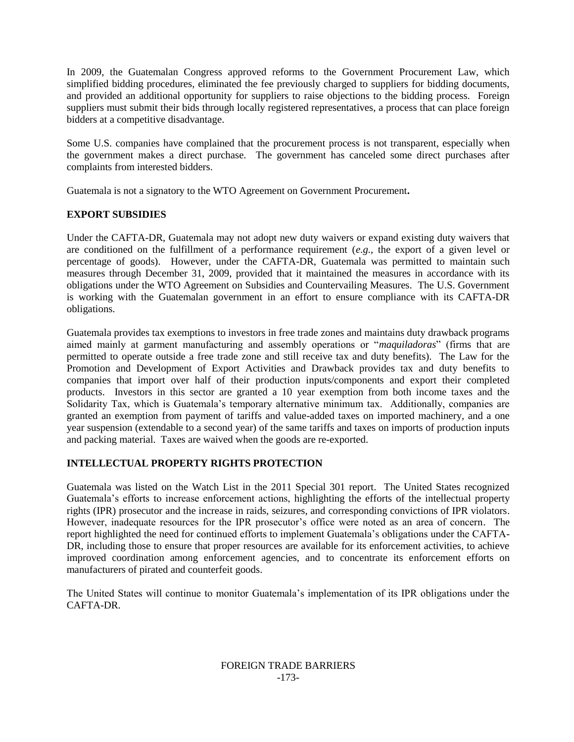In 2009, the Guatemalan Congress approved reforms to the Government Procurement Law, which simplified bidding procedures, eliminated the fee previously charged to suppliers for bidding documents, and provided an additional opportunity for suppliers to raise objections to the bidding process. Foreign suppliers must submit their bids through locally registered representatives, a process that can place foreign bidders at a competitive disadvantage.

Some U.S. companies have complained that the procurement process is not transparent, especially when the government makes a direct purchase. The government has canceled some direct purchases after complaints from interested bidders.

Guatemala is not a signatory to the WTO Agreement on Government Procurement**.**

## EXPORT SUBSIDIES

Under the CAFTA-DR, Guatemala may not adopt new duty waivers or expand existing duty waivers that are conditioned on the fulfillment of a performance requirement (*e.g.*, the export of a given level or percentage of goods). However, under the CAFTA-DR, Guatemala was permitted to maintain such measures through December 31, 2009, provided that it maintained the measures in accordance with its obligations under the WTO Agreement on Subsidies and Countervailing Measures. The U.S. Government is working with the Guatemalan government in an effort to ensure compliance with its CAFTA-DR obligations.

Guatemala provides tax exemptions to investors in free trade zones and maintains duty drawback programs aimed mainly at garment manufacturing and assembly operations or "*maquiladoras*" (firms that are permitted to operate outside a free trade zone and still receive tax and duty benefits). The Law for the Promotion and Development of Export Activities and Drawback provides tax and duty benefits to companies that import over half of their production inputs/components and export their completed products. Investors in this sector are granted a 10 year exemption from both income taxes and the Solidarity Tax, which is Guatemala's temporary alternative minimum tax. Additionally, companies are granted an exemption from payment of tariffs and value-added taxes on imported machinery, and a one year suspension (extendable to a second year) of the same tariffs and taxes on imports of production inputs and packing material. Taxes are waived when the goods are re-exported.

## INTELLECTUAL PROPERTY RIGHTS PROTECTION

Guatemala was listed on the Watch List in the 2011 Special 301 report. The United States recognized Guatemala's efforts to increase enforcement actions, highlighting the efforts of the intellectual property rights (IPR) prosecutor and the increase in raids, seizures, and corresponding convictions of IPR violators. However, inadequate resources for the IPR prosecutor's office were noted as an area of concern. The report highlighted the need for continued efforts to implement Guatemala's obligations under the CAFTA-DR, including those to ensure that proper resources are available for its enforcement activities, to achieve improved coordination among enforcement agencies, and to concentrate its enforcement efforts on manufacturers of pirated and counterfeit goods.

The United States will continue to monitor Guatemala's implementation of its IPR obligations under the CAFTA-DR.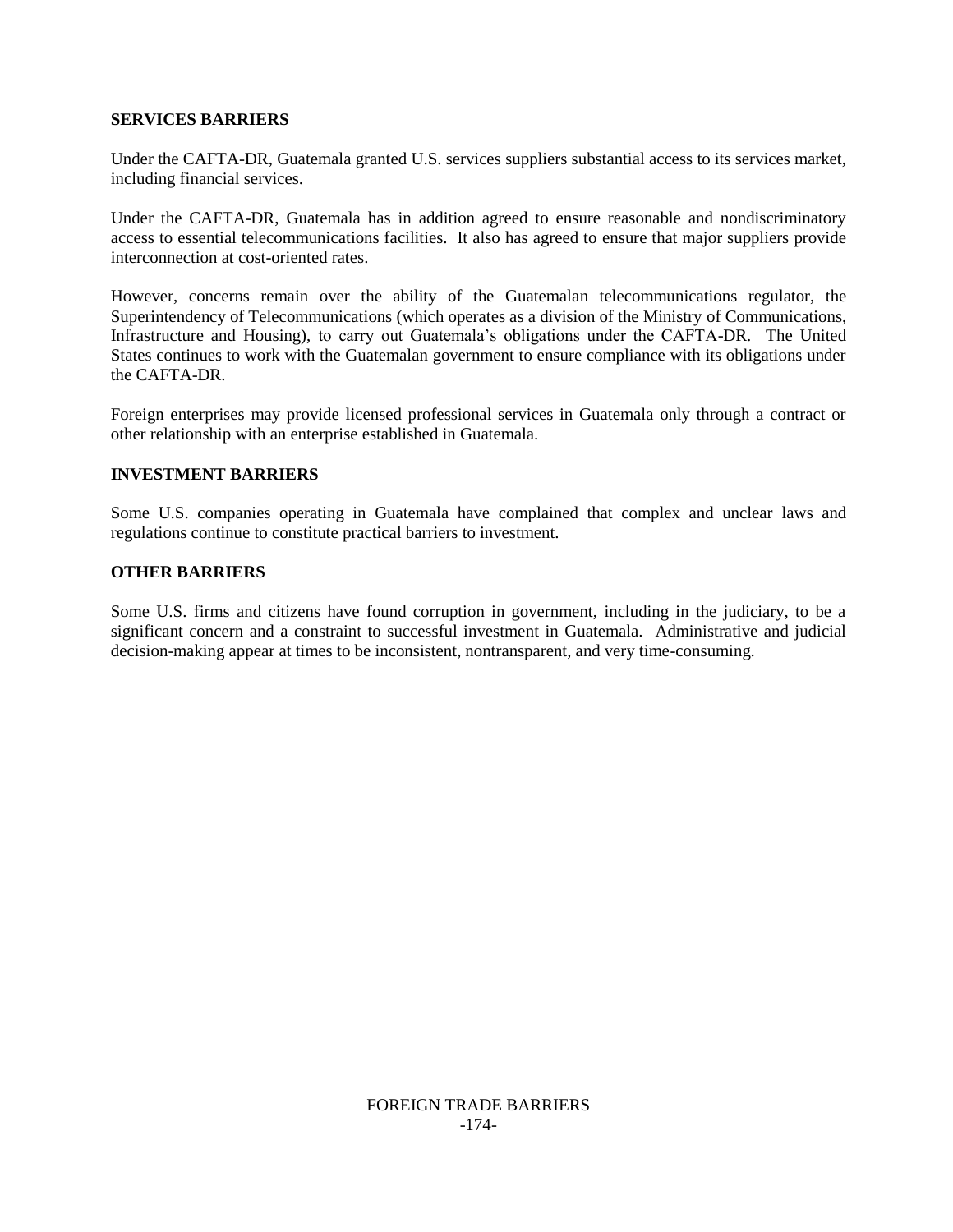**SERVICES BARRIERS**

Under the CAFTA-DR, Guatemala granted U.S. services suppliers substantial access to its services market, including financial services.

Under the CAFTA-DR, Guatemala has in addition agreed to ensure reasonable and nondiscriminatory access to essential telecommunications facilities. It also has agreed to ensure that major suppliers provide interconnection at cost-oriented rates.

However, concerns remain over the ability of the Guatemalan telecommunications regulator, the Superintendency of Telecommunications (which operates as a division of the Ministry of Communications, Infrastructure and Housing), to carry out Guatemala's obligations under the CAFTA-DR. The United States continues to work with the Guatemalan government to ensure compliance with its obligations under the CAFTA-DR.

Foreign enterprises may provide licensed professional services in Guatemala only through a contract or other relationship with an enterprise established in Guatemala.

**INVESTMENT BARRIERS**

Some U.S. companies operating in Guatemala have complained that complex and unclear laws and regulations continue to constitute practical barriers to investment.

**OTHER BARRIERS**

Some U.S. firms and citizens have found corruption in government, including in the judiciary, to be a significant concern and a constraint to successful investment in Guatemala. Administrative and judicial decision-making appear at times to be inconsistent, nontransparent, and very time-consuming.